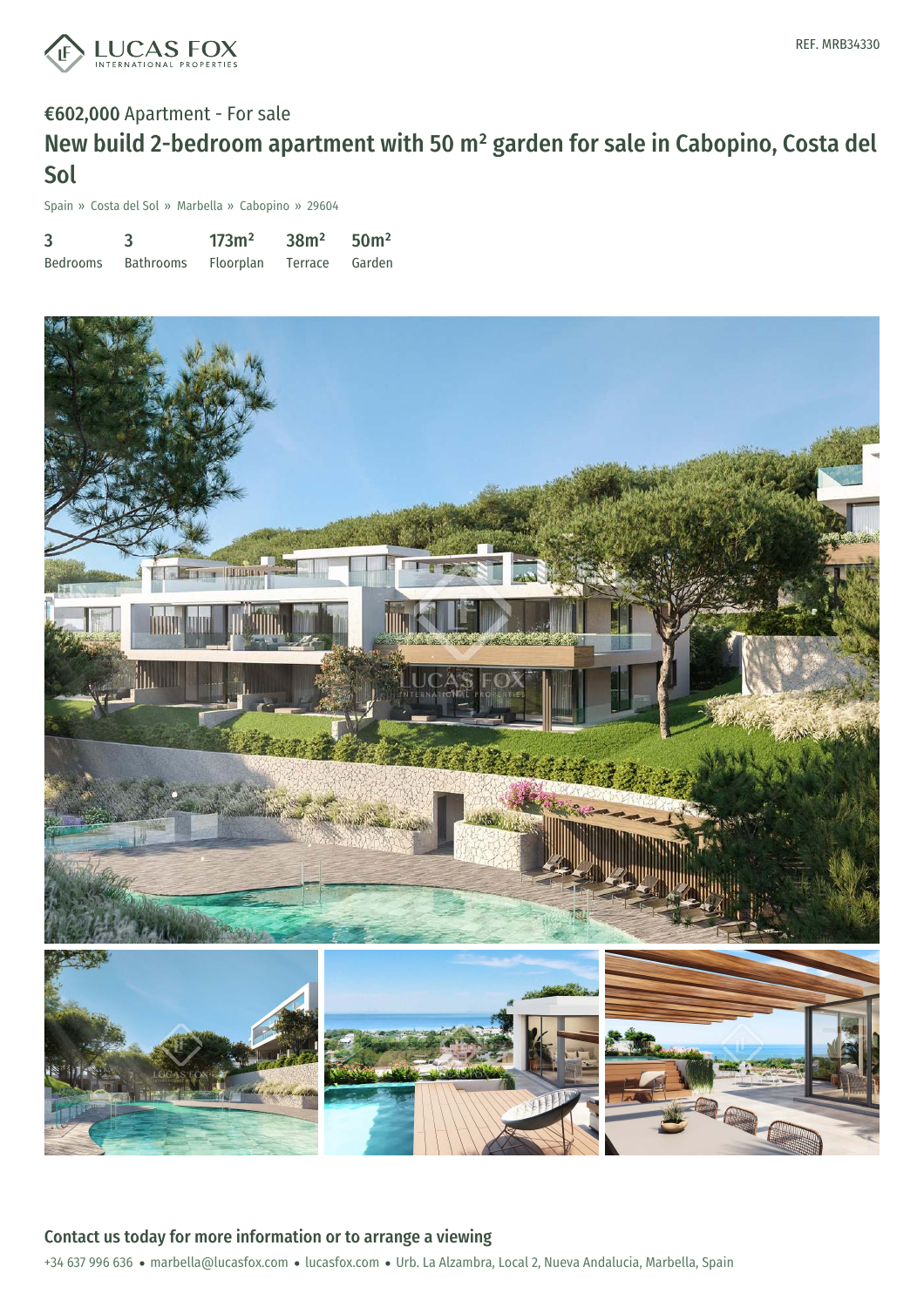LUCAS FOX INTERNATIONAL PROPERTIES

REF. MRB34330

**€602,000** Apartment - For sale

# New build 2-bedroom apartment with 50 m² garden for sale in Cabopino, Costa del Sol

Spain » Costa del Sol » Marbella » Cabopino » 29604

| 3 | 3 | 173m² | 38m² | 50m² |
|---|---|---|---|---|
| Bedrooms | Bathrooms | Floorplan | Terrace | Garden |

## Contact us today for more information or to arrange a viewing

+34 637 996 636 • marbella@lucasfox.com • lucasfox.com • Urb. La Alzambra, Local 2, Nueva Andalucia, Marbella, Spain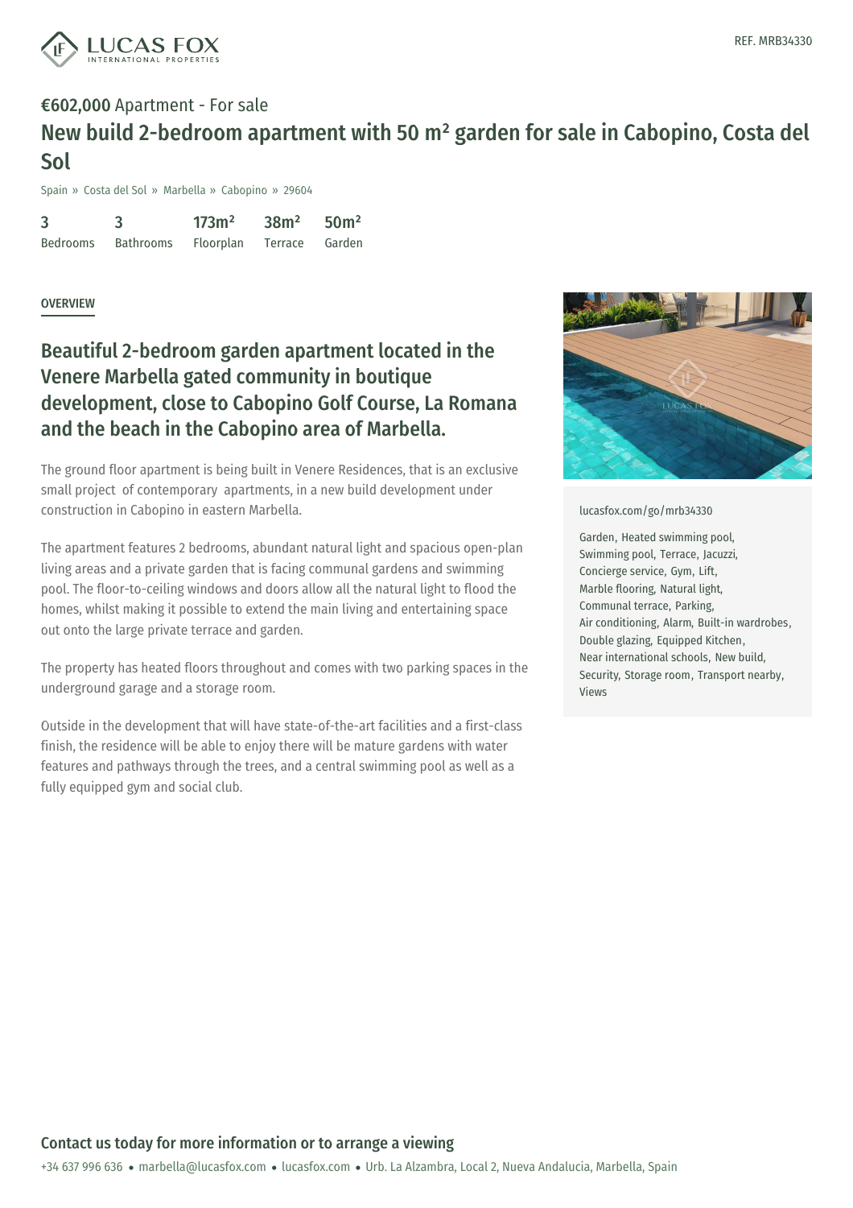LUCAS FOX INTERNATIONAL PROPERTIES

REF. MRB34330

**€602,000** Apartment - For sale

# New build 2-bedroom apartment with 50 m² garden for sale in Cabopino, Costa del Sol

Spain » Costa del Sol » Marbella » Cabopino » 29604

| 3 | 3 | 173m² | 38m² | 50m² |
|---|---|---|---|---|
| Bedrooms | Bathrooms | Floorplan | Terrace | Garden |

OVERVIEW

## Beautiful 2-bedroom garden apartment located in the Venere Marbella gated community in boutique development, close to Cabopino Golf Course, La Romana and the beach in the Cabopino area of Marbella.

The ground floor apartment is being built in Venere Residences, that is an exclusive small project of contemporary apartments, in a new build development under construction in Cabopino in eastern Marbella.

The apartment features 2 bedrooms, abundant natural light and spacious open-plan living areas and a private garden that is facing communal gardens and swimming pool. The floor-to-ceiling windows and doors allow all the natural light to flood the homes, whilst making it possible to extend the main living and entertaining space out onto the large private terrace and garden.

The property has heated floors throughout and comes with two parking spaces in the underground garage and a storage room.

Outside in the development that will have state-of-the-art facilities and a first-class finish, the residence will be able to enjoy there will be mature gardens with water features and pathways through the trees, and a central swimming pool as well as a fully equipped gym and social club.

lucasfox.com/go/mrb34330

Garden, Heated swimming pool, Swimming pool, Terrace, Jacuzzi, Concierge service, Gym, Lift, Marble flooring, Natural light, Communal terrace, Parking, Air conditioning, Alarm, Built-in wardrobes, Double glazing, Equipped Kitchen, Near international schools, New build, Security, Storage room, Transport nearby, Views

**Contact us today for more information or to arrange a viewing**

+34 637 996 636 • marbella@lucasfox.com • lucasfox.com • Urb. La Alzambra, Local 2, Nueva Andalucia, Marbella, Spain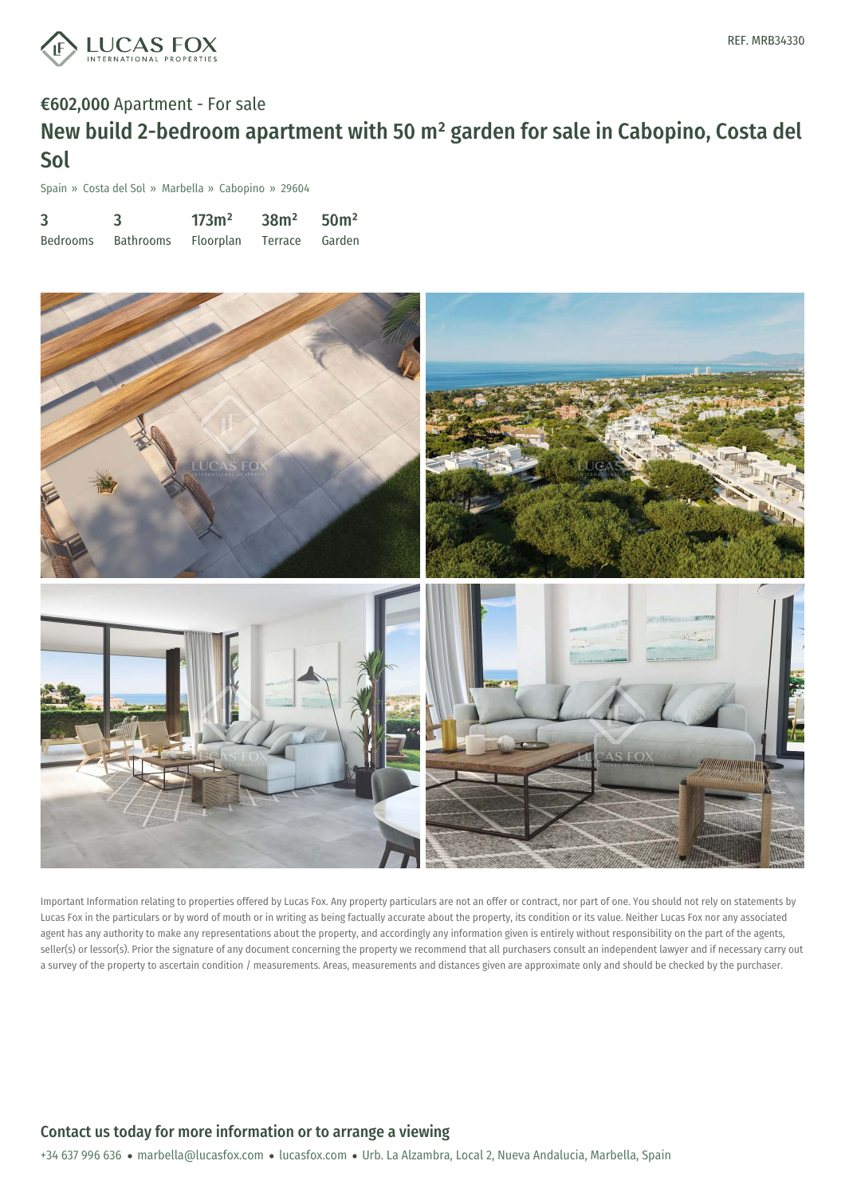REF. MRB34330

**€602,000** Apartment - For sale

# New build 2-bedroom apartment with 50 m² garden for sale in Cabopino, Costa del Sol

Spain » Costa del Sol » Marbella » Cabopino » 29604

| 3 | 3 | 173m² | 38m² | 50m² |
|---|---|---|---|---|
| Bedrooms | Bathrooms | Floorplan | Terrace | Garden |

Important Information relating to properties offered by Lucas Fox. Any property particulars are not an offer or contract, nor part of one. You should not rely on statements by Lucas Fox in the particulars or by word of mouth or in writing as being factually accurate about the property, its condition or its value. Neither Lucas Fox nor any associated agent has any authority to make any representations about the property, and accordingly any information given is entirely without responsibility on the part of the agents, seller(s) or lessor(s). Prior the signature of any document concerning the property we recommend that all purchasers consult an independent lawyer and if necessary carry out a survey of the property to ascertain condition / measurements. Areas, measurements and distances given are approximate only and should be checked by the purchaser.

## Contact us today for more information or to arrange a viewing

+34 637 996 636 • marbella@lucasfox.com • lucasfox.com • Urb. La Alzambra, Local 2, Nueva Andalucia, Marbella, Spain